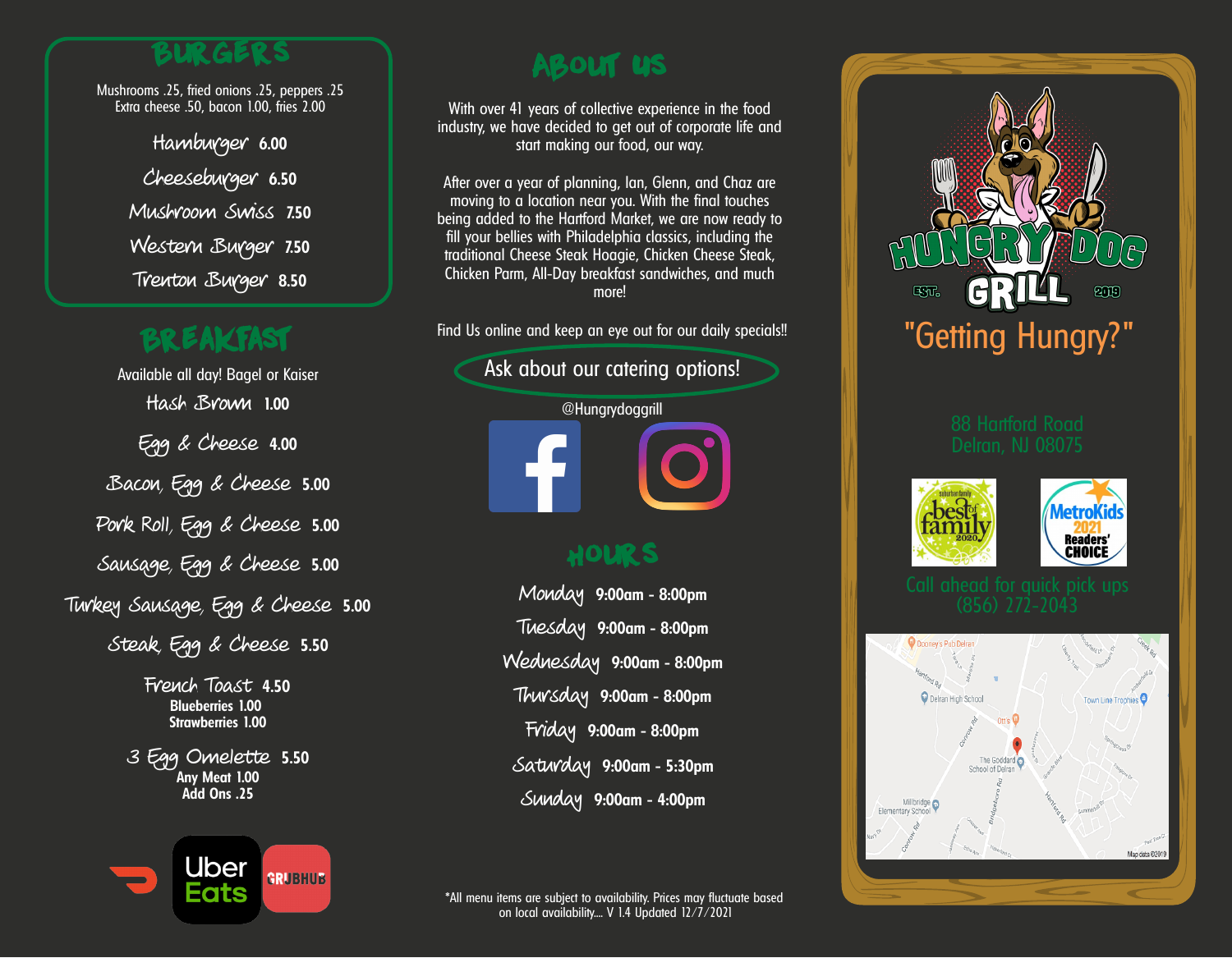## BURGERS

Mushrooms .25, fried onions .25, peppers .25
Extra cheese .50, bacon 1.00, fries 2.00

Hamburger **6.00**

Cheeseburger **6.50**

Mushroom Swiss **7.50**

Western Burger **7.50**

Trenton Burger **8.50**

## BREAKFAST

Available all day! Bagel or Kaiser

Hash Brown **1.00**

Egg & Cheese **4.00**

Bacon, Egg & Cheese **5.00**

Pork Roll, Egg & Cheese **5.00**

Sausage, Egg & Cheese **5.00**

Turkey Sausage, Egg & Cheese **5.00**

Steak, Egg & Cheese **5.50**

French Toast **4.50**
**Blueberries 1.00**
**Strawberries 1.00**

3 Egg Omelette **5.50**
**Any Meat 1.00**
**Add Ons .25**

UberEats GRUBHUB

## ABOUT US

With over 41 years of collective experience in the food industry, we have decided to get out of corporate life and start making our food, our way.

After over a year of planning, Ian, Glenn, and Chaz are moving to a location near you. With the final touches being added to the Hartford Market, we are now ready to fill your bellies with Philadelphia classics, including the traditional Cheese Steak Hoagie, Chicken Cheese Steak, Chicken Parm, All-Day breakfast sandwiches, and much more!

Find Us online and keep an eye out for our daily specials!!

Ask about our catering options!

@Hungrydoggrill

## HOURS

Monday **9:00am - 8:00pm**

Tuesday **9:00am - 8:00pm**

Wednesday **9:00am - 8:00pm**

Thursday **9:00am - 8:00pm**

Friday **9:00am - 8:00pm**

Saturday **9:00am - 5:30pm**

Sunday **9:00am - 4:00pm**

*All menu items are subject to availability. Prices may fluctuate based on local availability.... V 1.4 Updated 12/7/2021

# HUNGRY DOG GRILL

EST. 2019

"Getting Hungry?"

88 Hartford Road
Delran, NJ 08075

suburban family best of family 2020

MetroKids 2021 Readers' CHOICE

Call ahead for quick pick ups
(856) 272-2043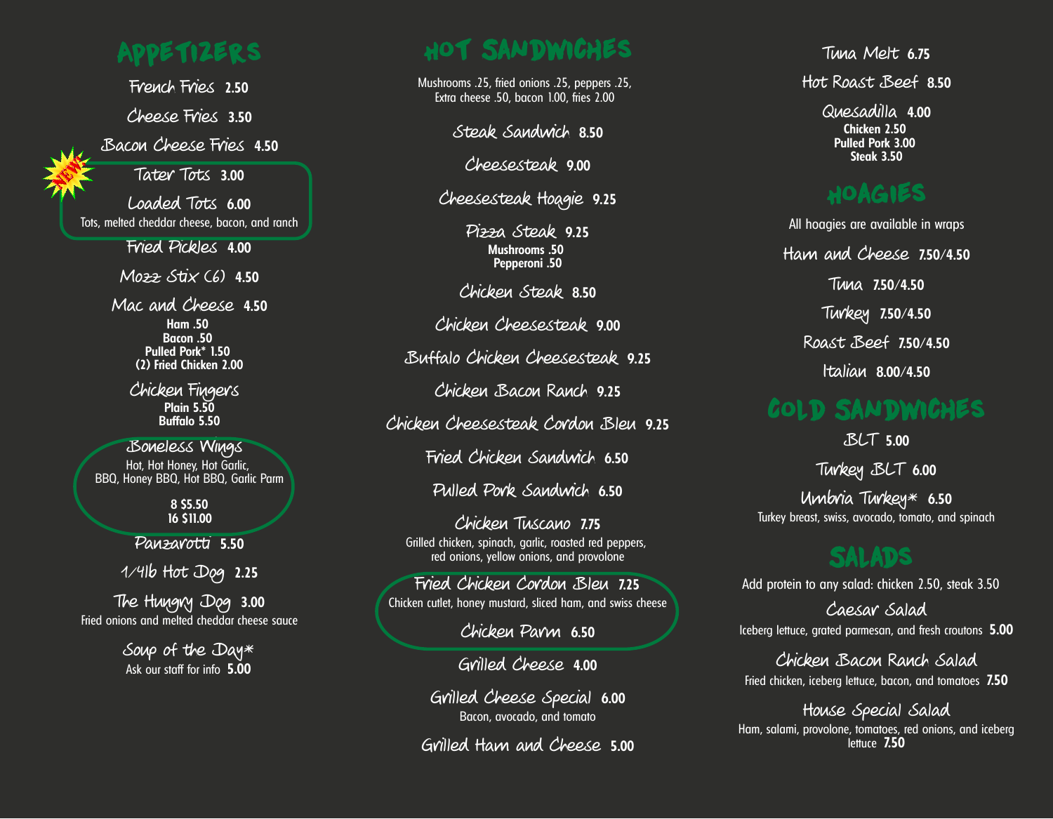## APPETIZERS

French Fries **2.50**

Cheese Fries **3.50**

Bacon Cheese Fries **4.50**

NEW

Tater Tots **3.00**

Loaded Tots **6.00**
Tots, melted cheddar cheese, bacon, and ranch

Fried Pickles **4.00**

Mozz Stix (6) **4.50**

Mac and Cheese **4.50**
**Ham .50**
**Bacon .50**
**Pulled Pork* 1.50**
**(2) Fried Chicken 2.00**

Chicken Fingers
**Plain 5.50**
**Buffalo 5.50**

Boneless Wings
Hot, Hot Honey, Hot Garlic, BBQ, Honey BBQ, Hot BBQ, Garlic Parm
**8 $5.50**
**16 $11.00**

Panzarotti **5.50**

1/4lb Hot Dog **2.25**

The Hungry Dog **3.00**
Fried onions and melted cheddar cheese sauce

Soup of the Day*
Ask our staff for info **5.00**

## HOT SANDWICHES

Mushrooms .25, fried onions .25, peppers .25, Extra cheese .50, bacon 1.00, fries 2.00

Steak Sandwich **8.50**

Cheesesteak **9.00**

Cheesesteak Hoagie **9.25**

Pizza Steak **9.25**
**Mushrooms .50**
**Pepperoni .50**

Chicken Steak **8.50**

Chicken Cheesesteak **9.00**

Buffalo Chicken Cheesesteak **9.25**

Chicken Bacon Ranch **9.25**

Chicken Cheesesteak Cordon Bleu **9.25**

Fried Chicken Sandwich **6.50**

Pulled Pork Sandwich **6.50**

Chicken Tuscano **7.75**
Grilled chicken, spinach, garlic, roasted red peppers, red onions, yellow onions, and provolone

Fried Chicken Cordon Bleu **7.25**
Chicken cutlet, honey mustard, sliced ham, and swiss cheese

Chicken Parm **6.50**

Grilled Cheese **4.00**

Grilled Cheese Special **6.00**
Bacon, avocado, and tomato

Grilled Ham and Cheese **5.00**

Tuna Melt **6.75**

Hot Roast Beef **8.50**

Quesadilla **4.00**
**Chicken 2.50**
**Pulled Pork 3.00**
**Steak 3.50**

## HOAGIES

All hoagies are available in wraps

Ham and Cheese **7.50/4.50**

Tuna **7.50/4.50**

Turkey **7.50/4.50**

Roast Beef **7.50/4.50**

Italian **8.00/4.50**

## COLD SANDWICHES

BLT **5.00**

Turkey BLT **6.00**

Umbria Turkey* **6.50**
Turkey breast, swiss, avocado, tomato, and spinach

## SALADS

Add protein to any salad: chicken 2.50, steak 3.50

Caesar Salad
Iceberg lettuce, grated parmesan, and fresh croutons **5.00**

Chicken Bacon Ranch Salad
Fried chicken, iceberg lettuce, bacon, and tomatoes **7.50**

House Special Salad
Ham, salami, provolone, tomatoes, red onions, and iceberg lettuce **7.50**